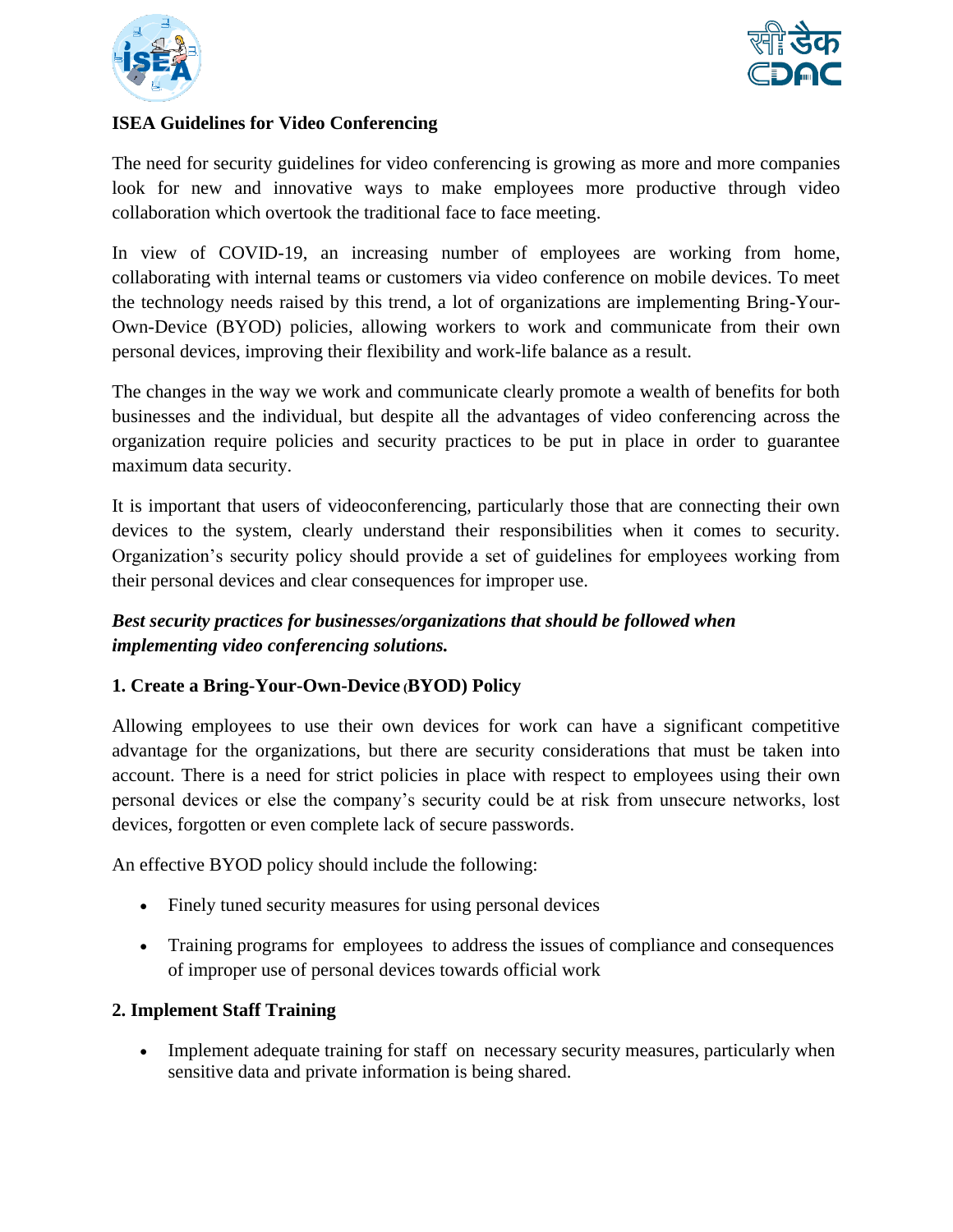**ISEA Guidelines for Video Conferencing**

The need for security guidelines for video conferencing is growing as more and more companies look for new and innovative ways to make employees more productive through video collaboration which overtook the traditional face to face meeting.

In view of COVID-19, an increasing number of employees are working from home, collaborating with internal teams or customers via video conference on mobile devices. To meet the technology needs raised by this trend, a lot of organizations are implementing Bring-Your-Own-Device (BYOD) policies, allowing workers to work and communicate from their own personal devices, improving their flexibility and work-life balance as a result.

The changes in the way we work and communicate clearly promote a wealth of benefits for both businesses and the individual, but despite all the advantages of video conferencing across the organization require policies and security practices to be put in place in order to guarantee maximum data security.

It is important that users of videoconferencing, particularly those that are connecting their own devices to the system, clearly understand their responsibilities when it comes to security. Organization's security policy should provide a set of guidelines for employees working from their personal devices and clear consequences for improper use.

***Best security practices for businesses/organizations that should be followed when implementing video conferencing solutions.***

**1. Create a Bring-Your-Own-Device (BYOD) Policy**

Allowing employees to use their own devices for work can have a significant competitive advantage for the organizations, but there are security considerations that must be taken into account. There is a need for strict policies in place with respect to employees using their own personal devices or else the company's security could be at risk from unsecure networks, lost devices, forgotten or even complete lack of secure passwords.

An effective BYOD policy should include the following:

- Finely tuned security measures for using personal devices
- Training programs for employees to address the issues of compliance and consequences of improper use of personal devices towards official work

**2. Implement Staff Training**

- Implement adequate training for staff on necessary security measures, particularly when sensitive data and private information is being shared.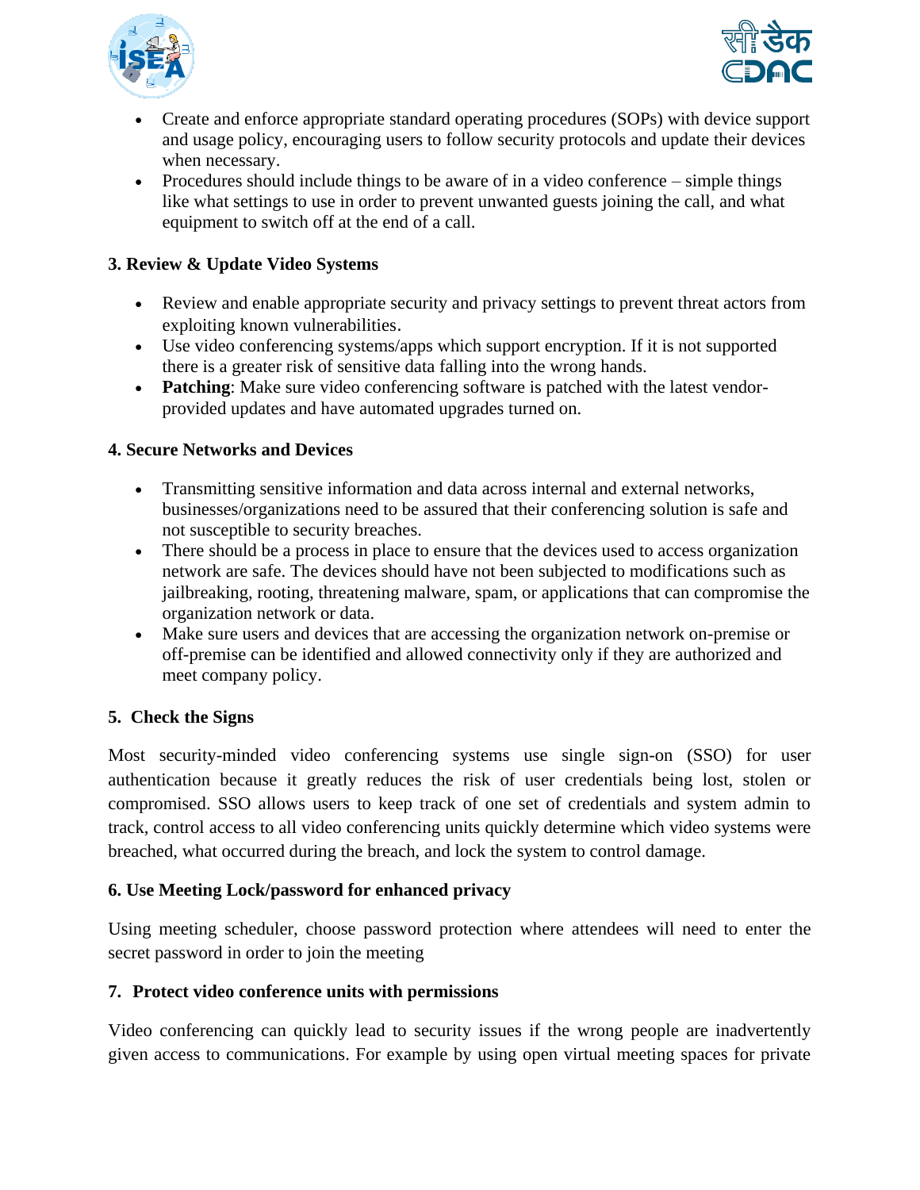- Create and enforce appropriate standard operating procedures (SOPs) with device support and usage policy, encouraging users to follow security protocols and update their devices when necessary.
- Procedures should include things to be aware of in a video conference – simple things like what settings to use in order to prevent unwanted guests joining the call, and what equipment to switch off at the end of a call.

**3. Review & Update Video Systems**

- Review and enable appropriate security and privacy settings to prevent threat actors from exploiting known vulnerabilities.
- Use video conferencing systems/apps which support encryption. If it is not supported there is a greater risk of sensitive data falling into the wrong hands.
- **Patching**: Make sure video conferencing software is patched with the latest vendor-provided updates and have automated upgrades turned on.

**4. Secure Networks and Devices**

- Transmitting sensitive information and data across internal and external networks, businesses/organizations need to be assured that their conferencing solution is safe and not susceptible to security breaches.
- There should be a process in place to ensure that the devices used to access organization network are safe. The devices should have not been subjected to modifications such as jailbreaking, rooting, threatening malware, spam, or applications that can compromise the organization network or data.
- Make sure users and devices that are accessing the organization network on-premise or off-premise can be identified and allowed connectivity only if they are authorized and meet company policy.

**5. Check the Signs**

Most security-minded video conferencing systems use single sign-on (SSO) for user authentication because it greatly reduces the risk of user credentials being lost, stolen or compromised. SSO allows users to keep track of one set of credentials and system admin to track, control access to all video conferencing units quickly determine which video systems were breached, what occurred during the breach, and lock the system to control damage.

**6. Use Meeting Lock/password for enhanced privacy**

Using meeting scheduler, choose password protection where attendees will need to enter the secret password in order to join the meeting

**7. Protect video conference units with permissions**

Video conferencing can quickly lead to security issues if the wrong people are inadvertently given access to communications. For example by using open virtual meeting spaces for private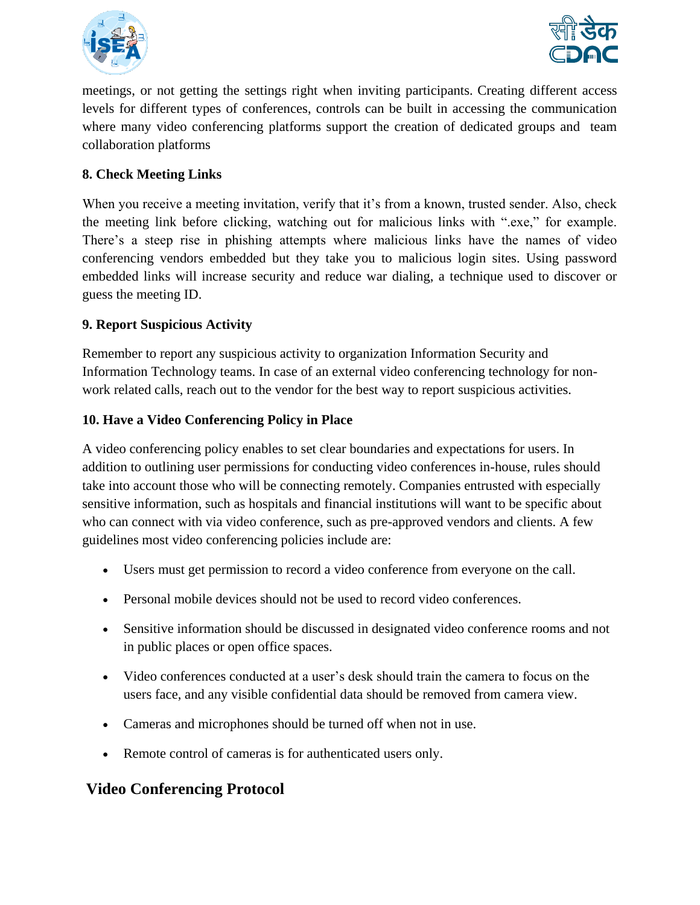meetings, or not getting the settings right when inviting participants. Creating different access levels for different types of conferences, controls can be built in accessing the communication where many video conferencing platforms support the creation of dedicated groups and team collaboration platforms

**8. Check Meeting Links**

When you receive a meeting invitation, verify that it's from a known, trusted sender. Also, check the meeting link before clicking, watching out for malicious links with ".exe," for example. There's a steep rise in phishing attempts where malicious links have the names of video conferencing vendors embedded but they take you to malicious login sites. Using password embedded links will increase security and reduce war dialing, a technique used to discover or guess the meeting ID.

**9. Report Suspicious Activity**

Remember to report any suspicious activity to organization Information Security and Information Technology teams. In case of an external video conferencing technology for non-work related calls, reach out to the vendor for the best way to report suspicious activities.

**10. Have a Video Conferencing Policy in Place**

A video conferencing policy enables to set clear boundaries and expectations for users. In addition to outlining user permissions for conducting video conferences in-house, rules should take into account those who will be connecting remotely. Companies entrusted with especially sensitive information, such as hospitals and financial institutions will want to be specific about who can connect with via video conference, such as pre-approved vendors and clients. A few guidelines most video conferencing policies include are:

- Users must get permission to record a video conference from everyone on the call.
- Personal mobile devices should not be used to record video conferences.
- Sensitive information should be discussed in designated video conference rooms and not in public places or open office spaces.
- Video conferences conducted at a user's desk should train the camera to focus on the users face, and any visible confidential data should be removed from camera view.
- Cameras and microphones should be turned off when not in use.
- Remote control of cameras is for authenticated users only.

## Video Conferencing Protocol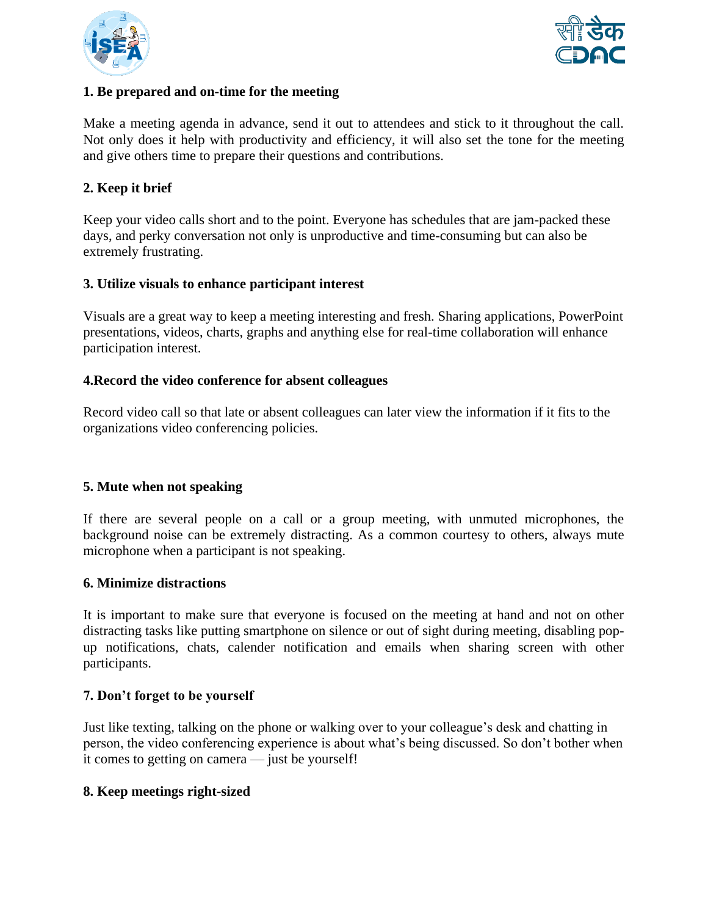**1. Be prepared and on-time for the meeting**

Make a meeting agenda in advance, send it out to attendees and stick to it throughout the call. Not only does it help with productivity and efficiency, it will also set the tone for the meeting and give others time to prepare their questions and contributions.

**2. Keep it brief**

Keep your video calls short and to the point. Everyone has schedules that are jam-packed these days, and perky conversation not only is unproductive and time-consuming but can also be extremely frustrating.

**3. Utilize visuals to enhance participant interest**

Visuals are a great way to keep a meeting interesting and fresh. Sharing applications, PowerPoint presentations, videos, charts, graphs and anything else for real-time collaboration will enhance participation interest.

**4.Record the video conference for absent colleagues**

Record video call so that late or absent colleagues can later view the information if it fits to the organizations video conferencing policies.

**5. Mute when not speaking**

If there are several people on a call or a group meeting, with unmuted microphones, the background noise can be extremely distracting. As a common courtesy to others, always mute microphone when a participant is not speaking.

**6. Minimize distractions**

It is important to make sure that everyone is focused on the meeting at hand and not on other distracting tasks like putting smartphone on silence or out of sight during meeting, disabling pop-up notifications, chats, calender notification and emails when sharing screen with other participants.

**7. Don't forget to be yourself**

Just like texting, talking on the phone or walking over to your colleague's desk and chatting in person, the video conferencing experience is about what's being discussed. So don't bother when it comes to getting on camera — just be yourself!

**8. Keep meetings right-sized**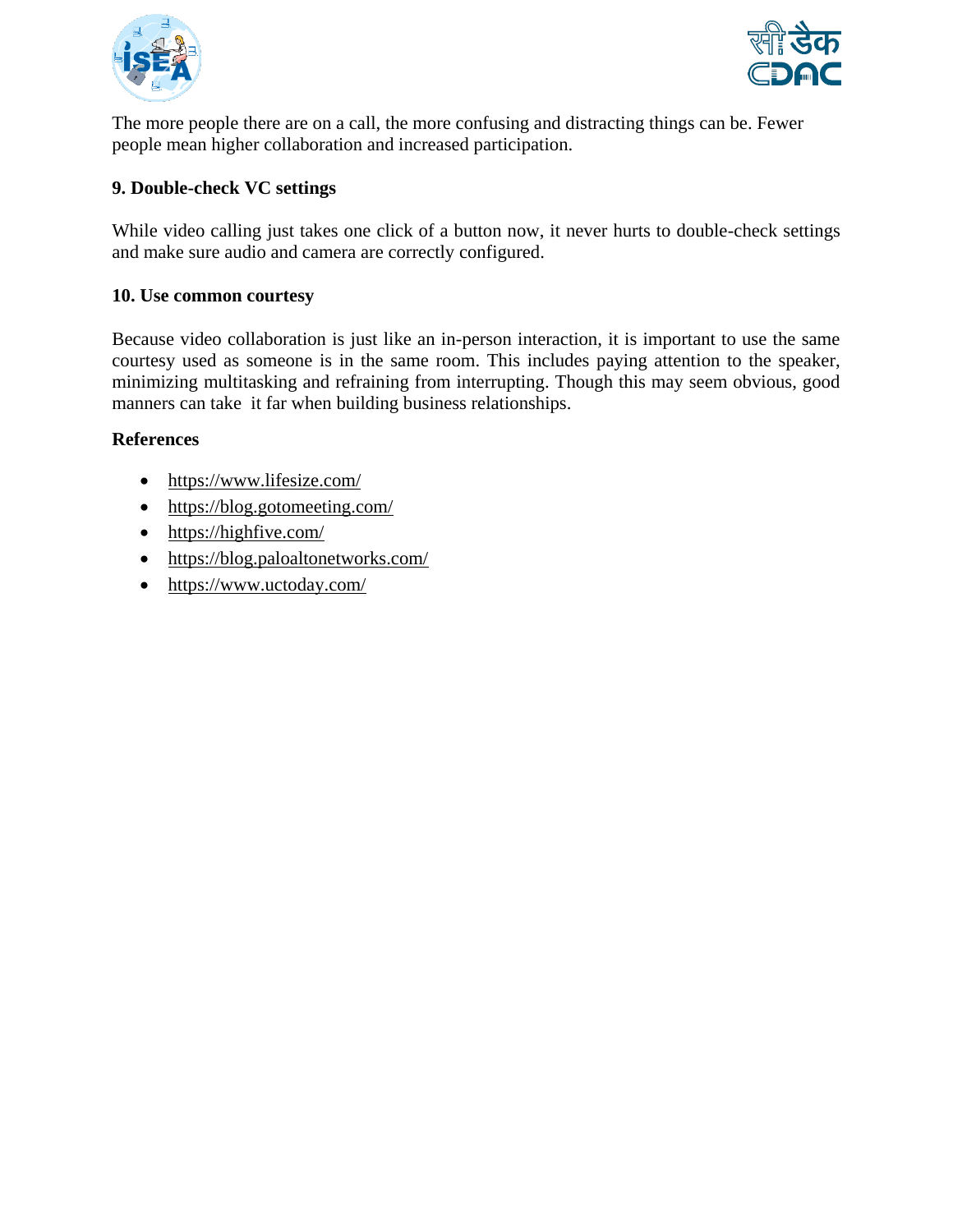The more people there are on a call, the more confusing and distracting things can be. Fewer people mean higher collaboration and increased participation.

**9. Double-check VC settings**

While video calling just takes one click of a button now, it never hurts to double-check settings and make sure audio and camera are correctly configured.

**10. Use common courtesy**

Because video collaboration is just like an in-person interaction, it is important to use the same courtesy used as someone is in the same room. This includes paying attention to the speaker, minimizing multitasking and refraining from interrupting. Though this may seem obvious, good manners can take it far when building business relationships.

**References**

- https://www.lifesize.com/
- https://blog.gotomeeting.com/
- https://highfive.com/
- https://blog.paloaltonetworks.com/
- https://www.uctoday.com/